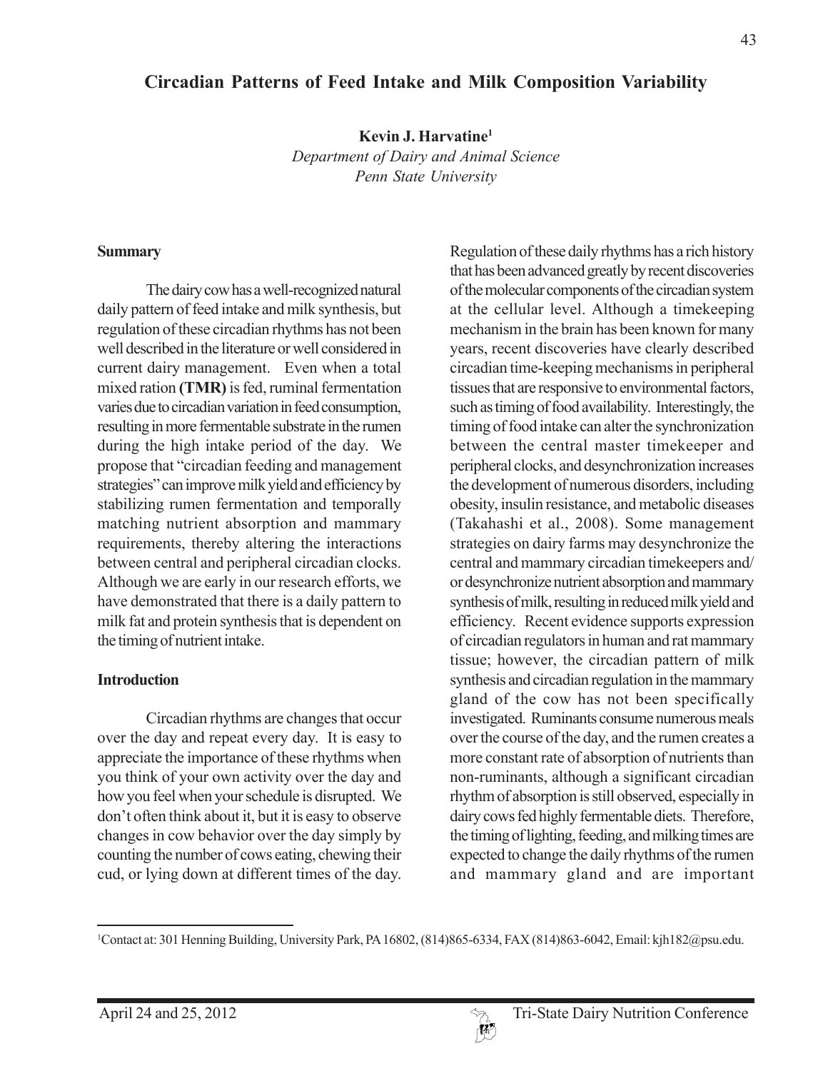# Circadian Patterns of Feed Intake and Milk Composition Variability

**Kevin J. Harvatine**[1]

*Department of Dairy and Animal Science*
*Penn State University*

## Summary

The dairy cow has a well-recognized natural daily pattern of feed intake and milk synthesis, but regulation of these circadian rhythms has not been well described in the literature or well considered in current dairy management. Even when a total mixed ration **(TMR)** is fed, ruminal fermentation varies due to circadian variation in feed consumption, resulting in more fermentable substrate in the rumen during the high intake period of the day. We propose that "circadian feeding and management strategies" can improve milk yield and efficiency by stabilizing rumen fermentation and temporally matching nutrient absorption and mammary requirements, thereby altering the interactions between central and peripheral circadian clocks. Although we are early in our research efforts, we have demonstrated that there is a daily pattern to milk fat and protein synthesis that is dependent on the timing of nutrient intake.

## Introduction

Circadian rhythms are changes that occur over the day and repeat every day. It is easy to appreciate the importance of these rhythms when you think of your own activity over the day and how you feel when your schedule is disrupted. We don't often think about it, but it is easy to observe changes in cow behavior over the day simply by counting the number of cows eating, chewing their cud, or lying down at different times of the day. Regulation of these daily rhythms has a rich history that has been advanced greatly by recent discoveries of the molecular components of the circadian system at the cellular level. Although a timekeeping mechanism in the brain has been known for many years, recent discoveries have clearly described circadian time-keeping mechanisms in peripheral tissues that are responsive to environmental factors, such as timing of food availability. Interestingly, the timing of food intake can alter the synchronization between the central master timekeeper and peripheral clocks, and desynchronization increases the development of numerous disorders, including obesity, insulin resistance, and metabolic diseases (Takahashi et al., 2008). Some management strategies on dairy farms may desynchronize the central and mammary circadian timekeepers and/or desynchronize nutrient absorption and mammary synthesis of milk, resulting in reduced milk yield and efficiency. Recent evidence supports expression of circadian regulators in human and rat mammary tissue; however, the circadian pattern of milk synthesis and circadian regulation in the mammary gland of the cow has not been specifically investigated. Ruminants consume numerous meals over the course of the day, and the rumen creates a more constant rate of absorption of nutrients than non-ruminants, although a significant circadian rhythm of absorption is still observed, especially in dairy cows fed highly fermentable diets. Therefore, the timing of lighting, feeding, and milking times are expected to change the daily rhythms of the rumen and mammary gland and are important

[1]Contact at: 301 Henning Building, University Park, PA 16802, (814)865-6334, FAX (814)863-6042, Email: kjh182@psu.edu.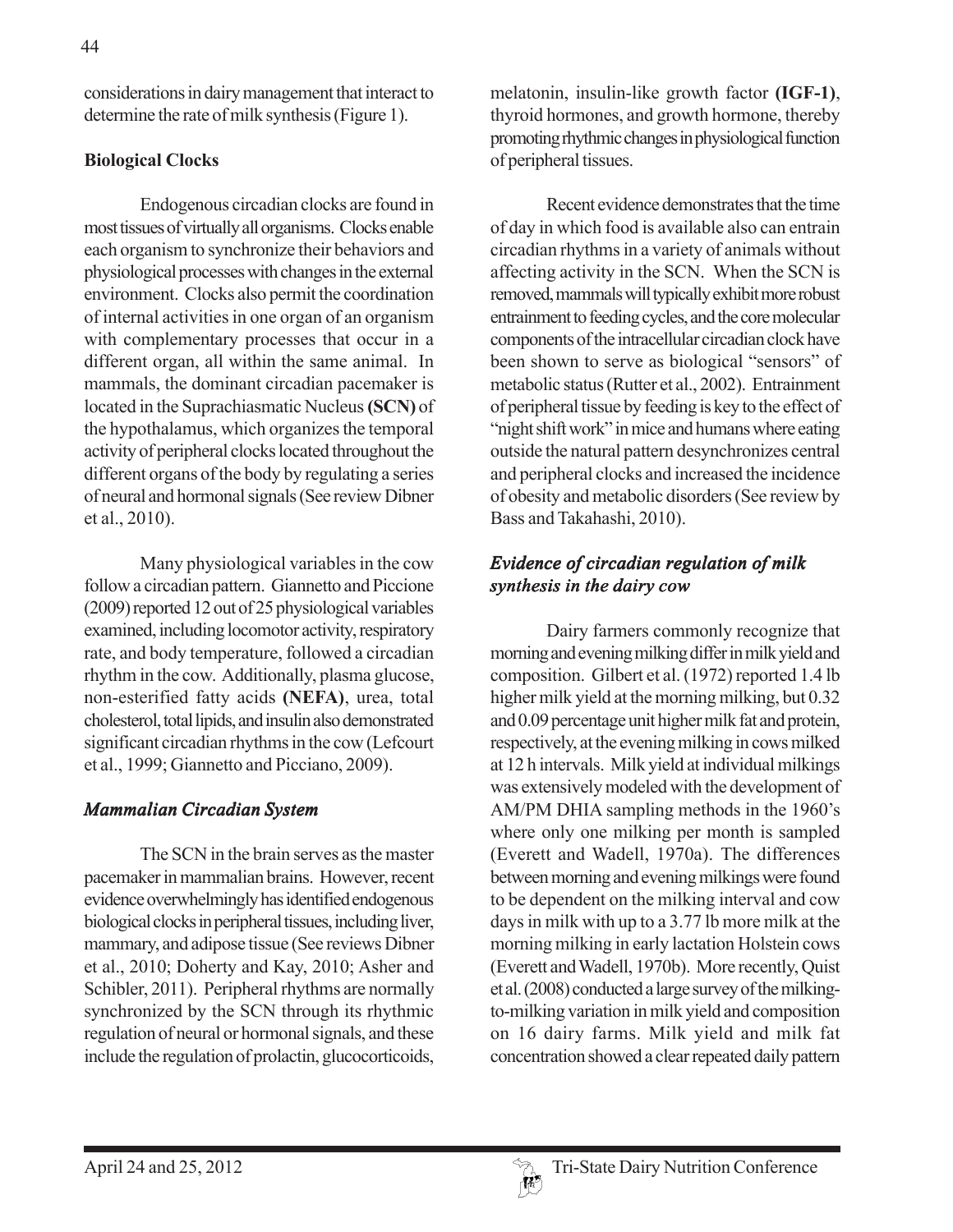considerations in dairy management that interact to determine the rate of milk synthesis (Figure 1).

**Biological Clocks**

Endogenous circadian clocks are found in most tissues of virtually all organisms. Clocks enable each organism to synchronize their behaviors and physiological processes with changes in the external environment. Clocks also permit the coordination of internal activities in one organ of an organism with complementary processes that occur in a different organ, all within the same animal. In mammals, the dominant circadian pacemaker is located in the Suprachiasmatic Nucleus **(SCN)** of the hypothalamus, which organizes the temporal activity of peripheral clocks located throughout the different organs of the body by regulating a series of neural and hormonal signals (See review Dibner et al., 2010).

Many physiological variables in the cow follow a circadian pattern. Giannetto and Piccione (2009) reported 12 out of 25 physiological variables examined, including locomotor activity, respiratory rate, and body temperature, followed a circadian rhythm in the cow. Additionally, plasma glucose, non-esterified fatty acids **(NEFA)**, urea, total cholesterol, total lipids, and insulin also demonstrated significant circadian rhythms in the cow (Lefcourt et al., 1999; Giannetto and Picciano, 2009).

***Mammalian Circadian System***

The SCN in the brain serves as the master pacemaker in mammalian brains. However, recent evidence overwhelmingly has identified endogenous biological clocks in peripheral tissues, including liver, mammary, and adipose tissue (See reviews Dibner et al., 2010; Doherty and Kay, 2010; Asher and Schibler, 2011). Peripheral rhythms are normally synchronized by the SCN through its rhythmic regulation of neural or hormonal signals, and these include the regulation of prolactin, glucocorticoids, melatonin, insulin-like growth factor **(IGF-1)**, thyroid hormones, and growth hormone, thereby promoting rhythmic changes in physiological function of peripheral tissues.

Recent evidence demonstrates that the time of day in which food is available also can entrain circadian rhythms in a variety of animals without affecting activity in the SCN. When the SCN is removed, mammals will typically exhibit more robust entrainment to feeding cycles, and the core molecular components of the intracellular circadian clock have been shown to serve as biological "sensors" of metabolic status (Rutter et al., 2002). Entrainment of peripheral tissue by feeding is key to the effect of "night shift work" in mice and humans where eating outside the natural pattern desynchronizes central and peripheral clocks and increased the incidence of obesity and metabolic disorders (See review by Bass and Takahashi, 2010).

***Evidence of circadian regulation of milk synthesis in the dairy cow***

Dairy farmers commonly recognize that morning and evening milking differ in milk yield and composition. Gilbert et al. (1972) reported 1.4 lb higher milk yield at the morning milking, but 0.32 and 0.09 percentage unit higher milk fat and protein, respectively, at the evening milking in cows milked at 12 h intervals. Milk yield at individual milkings was extensively modeled with the development of AM/PM DHIA sampling methods in the 1960's where only one milking per month is sampled (Everett and Wadell, 1970a). The differences between morning and evening milkings were found to be dependent on the milking interval and cow days in milk with up to a 3.77 lb more milk at the morning milking in early lactation Holstein cows (Everett and Wadell, 1970b). More recently, Quist et al. (2008) conducted a large survey of the milking-to-milking variation in milk yield and composition on 16 dairy farms. Milk yield and milk fat concentration showed a clear repeated daily pattern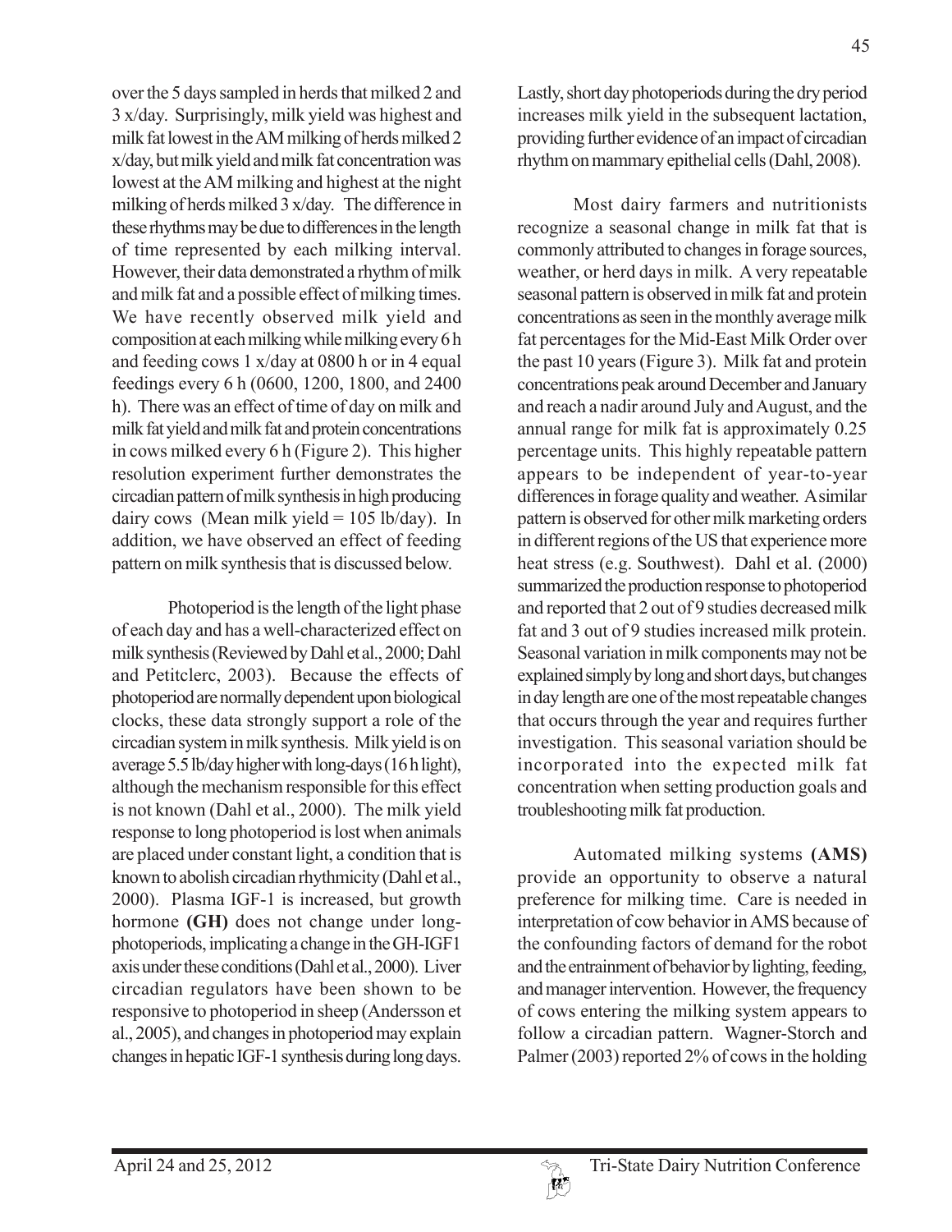over the 5 days sampled in herds that milked 2 and 3 x/day. Surprisingly, milk yield was highest and milk fat lowest in the AM milking of herds milked 2 x/day, but milk yield and milk fat concentration was lowest at the AM milking and highest at the night milking of herds milked 3 x/day. The difference in these rhythms may be due to differences in the length of time represented by each milking interval. However, their data demonstrated a rhythm of milk and milk fat and a possible effect of milking times. We have recently observed milk yield and composition at each milking while milking every 6 h and feeding cows 1 x/day at 0800 h or in 4 equal feedings every 6 h (0600, 1200, 1800, and 2400 h). There was an effect of time of day on milk and milk fat yield and milk fat and protein concentrations in cows milked every 6 h (Figure 2). This higher resolution experiment further demonstrates the circadian pattern of milk synthesis in high producing dairy cows (Mean milk yield = 105 lb/day). In addition, we have observed an effect of feeding pattern on milk synthesis that is discussed below.

Photoperiod is the length of the light phase of each day and has a well-characterized effect on milk synthesis (Reviewed by Dahl et al., 2000; Dahl and Petitclerc, 2003). Because the effects of photoperiod are normally dependent upon biological clocks, these data strongly support a role of the circadian system in milk synthesis. Milk yield is on average 5.5 lb/day higher with long-days (16 h light), although the mechanism responsible for this effect is not known (Dahl et al., 2000). The milk yield response to long photoperiod is lost when animals are placed under constant light, a condition that is known to abolish circadian rhythmicity (Dahl et al., 2000). Plasma IGF-1 is increased, but growth hormone **(GH)** does not change under long-photoperiods, implicating a change in the GH-IGF1 axis under these conditions (Dahl et al., 2000). Liver circadian regulators have been shown to be responsive to photoperiod in sheep (Andersson et al., 2005), and changes in photoperiod may explain changes in hepatic IGF-1 synthesis during long days. Lastly, short day photoperiods during the dry period increases milk yield in the subsequent lactation, providing further evidence of an impact of circadian rhythm on mammary epithelial cells (Dahl, 2008).

Most dairy farmers and nutritionists recognize a seasonal change in milk fat that is commonly attributed to changes in forage sources, weather, or herd days in milk. A very repeatable seasonal pattern is observed in milk fat and protein concentrations as seen in the monthly average milk fat percentages for the Mid-East Milk Order over the past 10 years (Figure 3). Milk fat and protein concentrations peak around December and January and reach a nadir around July and August, and the annual range for milk fat is approximately 0.25 percentage units. This highly repeatable pattern appears to be independent of year-to-year differences in forage quality and weather. A similar pattern is observed for other milk marketing orders in different regions of the US that experience more heat stress (e.g. Southwest). Dahl et al. (2000) summarized the production response to photoperiod and reported that 2 out of 9 studies decreased milk fat and 3 out of 9 studies increased milk protein. Seasonal variation in milk components may not be explained simply by long and short days, but changes in day length are one of the most repeatable changes that occurs through the year and requires further investigation. This seasonal variation should be incorporated into the expected milk fat concentration when setting production goals and troubleshooting milk fat production.

Automated milking systems **(AMS)** provide an opportunity to observe a natural preference for milking time. Care is needed in interpretation of cow behavior in AMS because of the confounding factors of demand for the robot and the entrainment of behavior by lighting, feeding, and manager intervention. However, the frequency of cows entering the milking system appears to follow a circadian pattern. Wagner-Storch and Palmer (2003) reported 2% of cows in the holding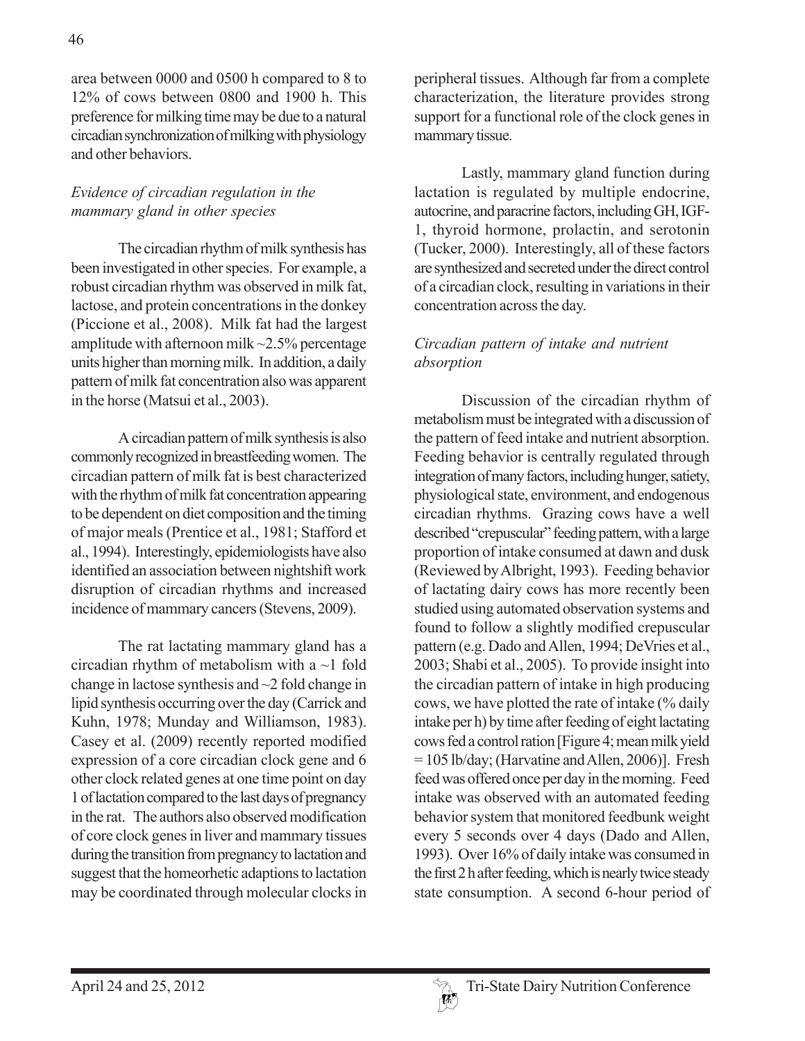area between 0000 and 0500 h compared to 8 to 12% of cows between 0800 and 1900 h. This preference for milking time may be due to a natural circadian synchronization of milking with physiology and other behaviors.

### *Evidence of circadian regulation in the mammary gland in other species*

The circadian rhythm of milk synthesis has been investigated in other species. For example, a robust circadian rhythm was observed in milk fat, lactose, and protein concentrations in the donkey (Piccione et al., 2008). Milk fat had the largest amplitude with afternoon milk ~2.5% percentage units higher than morning milk. In addition, a daily pattern of milk fat concentration also was apparent in the horse (Matsui et al., 2003).

A circadian pattern of milk synthesis is also commonly recognized in breastfeeding women. The circadian pattern of milk fat is best characterized with the rhythm of milk fat concentration appearing to be dependent on diet composition and the timing of major meals (Prentice et al., 1981; Stafford et al., 1994). Interestingly, epidemiologists have also identified an association between nightshift work disruption of circadian rhythms and increased incidence of mammary cancers (Stevens, 2009).

The rat lactating mammary gland has a circadian rhythm of metabolism with a ~1 fold change in lactose synthesis and ~2 fold change in lipid synthesis occurring over the day (Carrick and Kuhn, 1978; Munday and Williamson, 1983). Casey et al. (2009) recently reported modified expression of a core circadian clock gene and 6 other clock related genes at one time point on day 1 of lactation compared to the last days of pregnancy in the rat. The authors also observed modification of core clock genes in liver and mammary tissues during the transition from pregnancy to lactation and suggest that the homeorhetic adaptions to lactation may be coordinated through molecular clocks in peripheral tissues. Although far from a complete characterization, the literature provides strong support for a functional role of the clock genes in mammary tissue.

Lastly, mammary gland function during lactation is regulated by multiple endocrine, autocrine, and paracrine factors, including GH, IGF-1, thyroid hormone, prolactin, and serotonin (Tucker, 2000). Interestingly, all of these factors are synthesized and secreted under the direct control of a circadian clock, resulting in variations in their concentration across the day.

### *Circadian pattern of intake and nutrient absorption*

Discussion of the circadian rhythm of metabolism must be integrated with a discussion of the pattern of feed intake and nutrient absorption. Feeding behavior is centrally regulated through integration of many factors, including hunger, satiety, physiological state, environment, and endogenous circadian rhythms. Grazing cows have a well described "crepuscular" feeding pattern, with a large proportion of intake consumed at dawn and dusk (Reviewed by Albright, 1993). Feeding behavior of lactating dairy cows has more recently been studied using automated observation systems and found to follow a slightly modified crepuscular pattern (e.g. Dado and Allen, 1994; DeVries et al., 2003; Shabi et al., 2005). To provide insight into the circadian pattern of intake in high producing cows, we have plotted the rate of intake (% daily intake per h) by time after feeding of eight lactating cows fed a control ration [Figure 4; mean milk yield = 105 lb/day; (Harvatine and Allen, 2006)]. Fresh feed was offered once per day in the morning. Feed intake was observed with an automated feeding behavior system that monitored feedbunk weight every 5 seconds over 4 days (Dado and Allen, 1993). Over 16% of daily intake was consumed in the first 2 h after feeding, which is nearly twice steady state consumption. A second 6-hour period of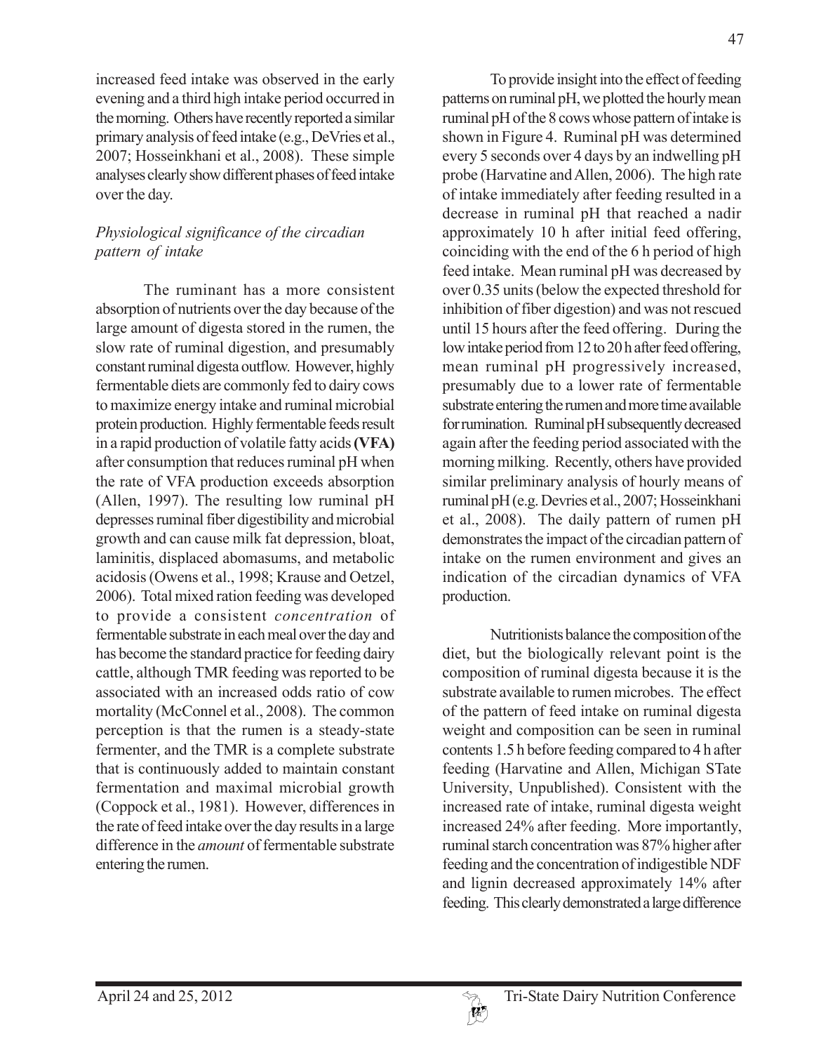increased feed intake was observed in the early evening and a third high intake period occurred in the morning. Others have recently reported a similar primary analysis of feed intake (e.g., DeVries et al., 2007; Hosseinkhani et al., 2008). These simple analyses clearly show different phases of feed intake over the day.

### *Physiological significance of the circadian pattern of intake*

The ruminant has a more consistent absorption of nutrients over the day because of the large amount of digesta stored in the rumen, the slow rate of ruminal digestion, and presumably constant ruminal digesta outflow. However, highly fermentable diets are commonly fed to dairy cows to maximize energy intake and ruminal microbial protein production. Highly fermentable feeds result in a rapid production of volatile fatty acids **(VFA)** after consumption that reduces ruminal pH when the rate of VFA production exceeds absorption (Allen, 1997). The resulting low ruminal pH depresses ruminal fiber digestibility and microbial growth and can cause milk fat depression, bloat, laminitis, displaced abomasums, and metabolic acidosis (Owens et al., 1998; Krause and Oetzel, 2006). Total mixed ration feeding was developed to provide a consistent *concentration* of fermentable substrate in each meal over the day and has become the standard practice for feeding dairy cattle, although TMR feeding was reported to be associated with an increased odds ratio of cow mortality (McConnel et al., 2008). The common perception is that the rumen is a steady-state fermenter, and the TMR is a complete substrate that is continuously added to maintain constant fermentation and maximal microbial growth (Coppock et al., 1981). However, differences in the rate of feed intake over the day results in a large difference in the *amount* of fermentable substrate entering the rumen.

To provide insight into the effect of feeding patterns on ruminal pH, we plotted the hourly mean ruminal pH of the 8 cows whose pattern of intake is shown in Figure 4. Ruminal pH was determined every 5 seconds over 4 days by an indwelling pH probe (Harvatine and Allen, 2006). The high rate of intake immediately after feeding resulted in a decrease in ruminal pH that reached a nadir approximately 10 h after initial feed offering, coinciding with the end of the 6 h period of high feed intake. Mean ruminal pH was decreased by over 0.35 units (below the expected threshold for inhibition of fiber digestion) and was not rescued until 15 hours after the feed offering. During the low intake period from 12 to 20 h after feed offering, mean ruminal pH progressively increased, presumably due to a lower rate of fermentable substrate entering the rumen and more time available for rumination. Ruminal pH subsequently decreased again after the feeding period associated with the morning milking. Recently, others have provided similar preliminary analysis of hourly means of ruminal pH (e.g. Devries et al., 2007; Hosseinkhani et al., 2008). The daily pattern of rumen pH demonstrates the impact of the circadian pattern of intake on the rumen environment and gives an indication of the circadian dynamics of VFA production.

Nutritionists balance the composition of the diet, but the biologically relevant point is the composition of ruminal digesta because it is the substrate available to rumen microbes. The effect of the pattern of feed intake on ruminal digesta weight and composition can be seen in ruminal contents 1.5 h before feeding compared to 4 h after feeding (Harvatine and Allen, Michigan STate University, Unpublished). Consistent with the increased rate of intake, ruminal digesta weight increased 24% after feeding. More importantly, ruminal starch concentration was 87% higher after feeding and the concentration of indigestible NDF and lignin decreased approximately 14% after feeding. This clearly demonstrated a large difference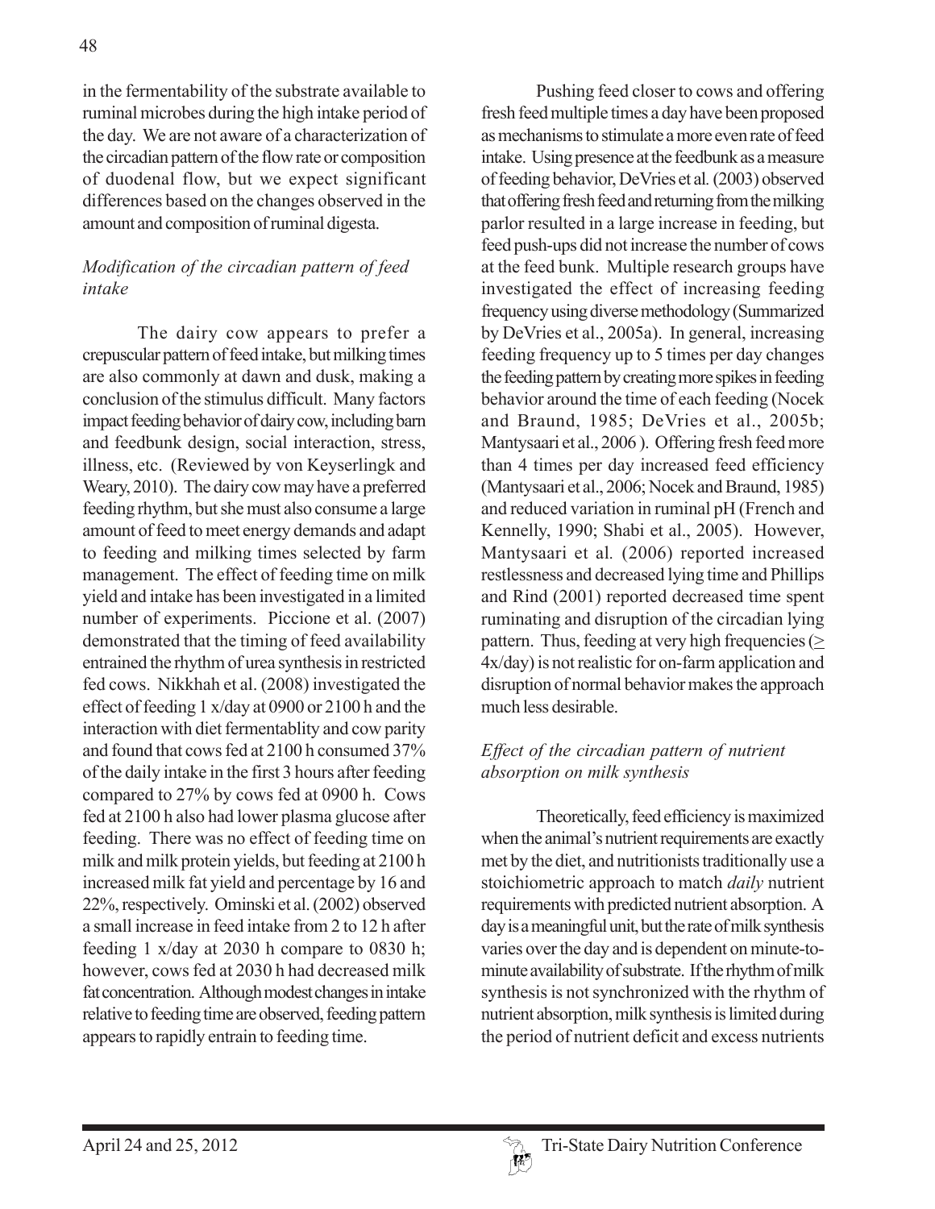in the fermentability of the substrate available to ruminal microbes during the high intake period of the day. We are not aware of a characterization of the circadian pattern of the flow rate or composition of duodenal flow, but we expect significant differences based on the changes observed in the amount and composition of ruminal digesta.

### *Modification of the circadian pattern of feed intake*

The dairy cow appears to prefer a crepuscular pattern of feed intake, but milking times are also commonly at dawn and dusk, making a conclusion of the stimulus difficult. Many factors impact feeding behavior of dairy cow, including barn and feedbunk design, social interaction, stress, illness, etc. (Reviewed by von Keyserlingk and Weary, 2010). The dairy cow may have a preferred feeding rhythm, but she must also consume a large amount of feed to meet energy demands and adapt to feeding and milking times selected by farm management. The effect of feeding time on milk yield and intake has been investigated in a limited number of experiments. Piccione et al. (2007) demonstrated that the timing of feed availability entrained the rhythm of urea synthesis in restricted fed cows. Nikkhah et al. (2008) investigated the effect of feeding 1 x/day at 0900 or 2100 h and the interaction with diet fermentablity and cow parity and found that cows fed at 2100 h consumed 37% of the daily intake in the first 3 hours after feeding compared to 27% by cows fed at 0900 h. Cows fed at 2100 h also had lower plasma glucose after feeding. There was no effect of feeding time on milk and milk protein yields, but feeding at 2100 h increased milk fat yield and percentage by 16 and 22%, respectively. Ominski et al. (2002) observed a small increase in feed intake from 2 to 12 h after feeding 1 x/day at 2030 h compare to 0830 h; however, cows fed at 2030 h had decreased milk fat concentration. Although modest changes in intake relative to feeding time are observed, feeding pattern appears to rapidly entrain to feeding time.

Pushing feed closer to cows and offering fresh feed multiple times a day have been proposed as mechanisms to stimulate a more even rate of feed intake. Using presence at the feedbunk as a measure of feeding behavior, DeVries et al. (2003) observed that offering fresh feed and returning from the milking parlor resulted in a large increase in feeding, but feed push-ups did not increase the number of cows at the feed bunk. Multiple research groups have investigated the effect of increasing feeding frequency using diverse methodology (Summarized by DeVries et al., 2005a). In general, increasing feeding frequency up to 5 times per day changes the feeding pattern by creating more spikes in feeding behavior around the time of each feeding (Nocek and Braund, 1985; DeVries et al., 2005b; Mantysaari et al., 2006 ). Offering fresh feed more than 4 times per day increased feed efficiency (Mantysaari et al., 2006; Nocek and Braund, 1985) and reduced variation in ruminal pH (French and Kennelly, 1990; Shabi et al., 2005). However, Mantysaari et al. (2006) reported increased restlessness and decreased lying time and Phillips and Rind (2001) reported decreased time spent ruminating and disruption of the circadian lying pattern. Thus, feeding at very high frequencies ($\geq$ 4x/day) is not realistic for on-farm application and disruption of normal behavior makes the approach much less desirable.

### *Effect of the circadian pattern of nutrient absorption on milk synthesis*

Theoretically, feed efficiency is maximized when the animal's nutrient requirements are exactly met by the diet, and nutritionists traditionally use a stoichiometric approach to match *daily* nutrient requirements with predicted nutrient absorption. A day is a meaningful unit, but the rate of milk synthesis varies over the day and is dependent on minute-to-minute availability of substrate. If the rhythm of milk synthesis is not synchronized with the rhythm of nutrient absorption, milk synthesis is limited during the period of nutrient deficit and excess nutrients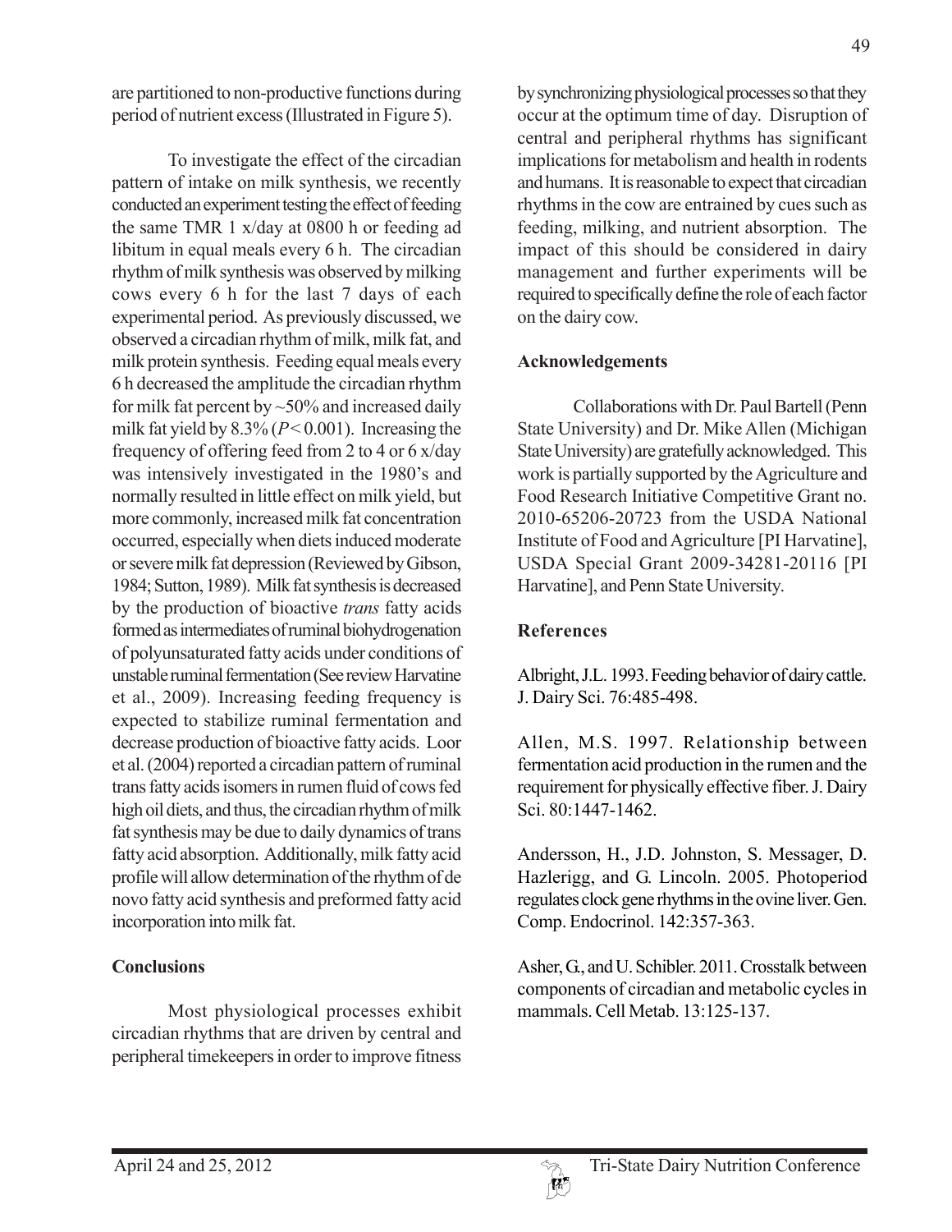are partitioned to non-productive functions during period of nutrient excess (Illustrated in Figure 5).

To investigate the effect of the circadian pattern of intake on milk synthesis, we recently conducted an experiment testing the effect of feeding the same TMR 1 x/day at 0800 h or feeding ad libitum in equal meals every 6 h. The circadian rhythm of milk synthesis was observed by milking cows every 6 h for the last 7 days of each experimental period. As previously discussed, we observed a circadian rhythm of milk, milk fat, and milk protein synthesis. Feeding equal meals every 6 h decreased the amplitude the circadian rhythm for milk fat percent by ~50% and increased daily milk fat yield by 8.3% ($P < 0.001$). Increasing the frequency of offering feed from 2 to 4 or 6 x/day was intensively investigated in the 1980's and normally resulted in little effect on milk yield, but more commonly, increased milk fat concentration occurred, especially when diets induced moderate or severe milk fat depression (Reviewed by Gibson, 1984; Sutton, 1989). Milk fat synthesis is decreased by the production of bioactive *trans* fatty acids formed as intermediates of ruminal biohydrogenation of polyunsaturated fatty acids under conditions of unstable ruminal fermentation (See review Harvatine et al., 2009). Increasing feeding frequency is expected to stabilize ruminal fermentation and decrease production of bioactive fatty acids. Loor et al. (2004) reported a circadian pattern of ruminal trans fatty acids isomers in rumen fluid of cows fed high oil diets, and thus, the circadian rhythm of milk fat synthesis may be due to daily dynamics of trans fatty acid absorption. Additionally, milk fatty acid profile will allow determination of the rhythm of de novo fatty acid synthesis and preformed fatty acid incorporation into milk fat.

## Conclusions

Most physiological processes exhibit circadian rhythms that are driven by central and peripheral timekeepers in order to improve fitness by synchronizing physiological processes so that they occur at the optimum time of day. Disruption of central and peripheral rhythms has significant implications for metabolism and health in rodents and humans. It is reasonable to expect that circadian rhythms in the cow are entrained by cues such as feeding, milking, and nutrient absorption. The impact of this should be considered in dairy management and further experiments will be required to specifically define the role of each factor on the dairy cow.

## Acknowledgements

Collaborations with Dr. Paul Bartell (Penn State University) and Dr. Mike Allen (Michigan State University) are gratefully acknowledged. This work is partially supported by the Agriculture and Food Research Initiative Competitive Grant no. 2010-65206-20723 from the USDA National Institute of Food and Agriculture [PI Harvatine], USDA Special Grant 2009-34281-20116 [PI Harvatine], and Penn State University.

## References

Albright, J.L. 1993. Feeding behavior of dairy cattle. J. Dairy Sci. 76:485-498.

Allen, M.S. 1997. Relationship between fermentation acid production in the rumen and the requirement for physically effective fiber. J. Dairy Sci. 80:1447-1462.

Andersson, H., J.D. Johnston, S. Messager, D. Hazlerigg, and G. Lincoln. 2005. Photoperiod regulates clock gene rhythms in the ovine liver. Gen. Comp. Endocrinol. 142:357-363.

Asher, G., and U. Schibler. 2011. Crosstalk between components of circadian and metabolic cycles in mammals. Cell Metab. 13:125-137.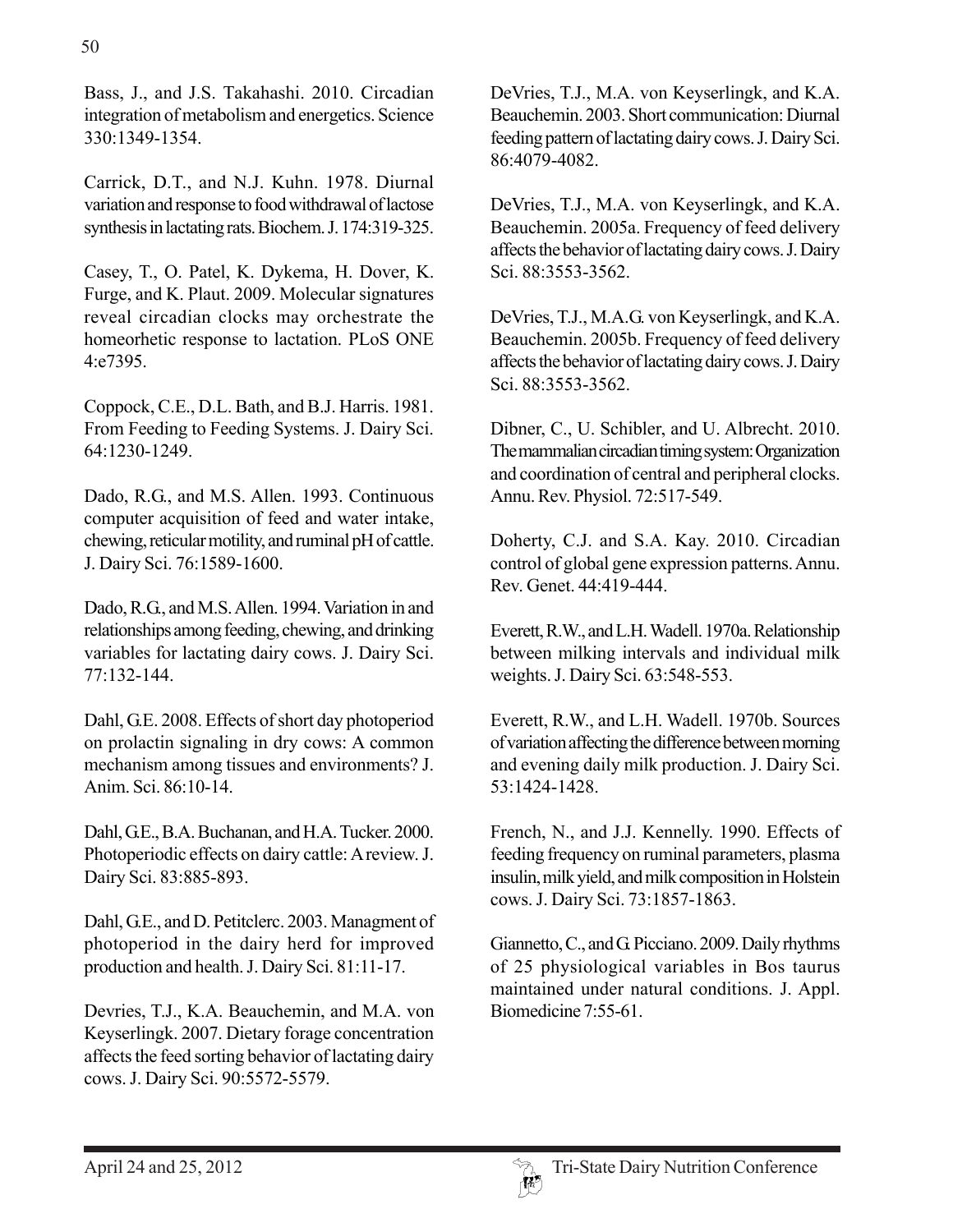Bass, J., and J.S. Takahashi. 2010. Circadian integration of metabolism and energetics. Science 330:1349-1354.

Carrick, D.T., and N.J. Kuhn. 1978. Diurnal variation and response to food withdrawal of lactose synthesis in lactating rats. Biochem. J. 174:319-325.

Casey, T., O. Patel, K. Dykema, H. Dover, K. Furge, and K. Plaut. 2009. Molecular signatures reveal circadian clocks may orchestrate the homeorhetic response to lactation. PLoS ONE 4:e7395.

Coppock, C.E., D.L. Bath, and B.J. Harris. 1981. From Feeding to Feeding Systems. J. Dairy Sci. 64:1230-1249.

Dado, R.G., and M.S. Allen. 1993. Continuous computer acquisition of feed and water intake, chewing, reticular motility, and ruminal pH of cattle. J. Dairy Sci. 76:1589-1600.

Dado, R.G., and M.S. Allen. 1994. Variation in and relationships among feeding, chewing, and drinking variables for lactating dairy cows. J. Dairy Sci. 77:132-144.

Dahl, G.E. 2008. Effects of short day photoperiod on prolactin signaling in dry cows: A common mechanism among tissues and environments? J. Anim. Sci. 86:10-14.

Dahl, G.E., B.A. Buchanan, and H.A. Tucker. 2000. Photoperiodic effects on dairy cattle: A review. J. Dairy Sci. 83:885-893.

Dahl, G.E., and D. Petitclerc. 2003. Managment of photoperiod in the dairy herd for improved production and health. J. Dairy Sci. 81:11-17.

Devries, T.J., K.A. Beauchemin, and M.A. von Keyserlingk. 2007. Dietary forage concentration affects the feed sorting behavior of lactating dairy cows. J. Dairy Sci. 90:5572-5579.

DeVries, T.J., M.A. von Keyserlingk, and K.A. Beauchemin. 2003. Short communication: Diurnal feeding pattern of lactating dairy cows. J. Dairy Sci. 86:4079-4082.

DeVries, T.J., M.A. von Keyserlingk, and K.A. Beauchemin. 2005a. Frequency of feed delivery affects the behavior of lactating dairy cows. J. Dairy Sci. 88:3553-3562.

DeVries, T.J., M.A.G. von Keyserlingk, and K.A. Beauchemin. 2005b. Frequency of feed delivery affects the behavior of lactating dairy cows. J. Dairy Sci. 88:3553-3562.

Dibner, C., U. Schibler, and U. Albrecht. 2010. The mammalian circadian timing system: Organization and coordination of central and peripheral clocks. Annu. Rev. Physiol. 72:517-549.

Doherty, C.J. and S.A. Kay. 2010. Circadian control of global gene expression patterns. Annu. Rev. Genet. 44:419-444.

Everett, R.W., and L.H. Wadell. 1970a. Relationship between milking intervals and individual milk weights. J. Dairy Sci. 63:548-553.

Everett, R.W., and L.H. Wadell. 1970b. Sources of variation affecting the difference between morning and evening daily milk production. J. Dairy Sci. 53:1424-1428.

French, N., and J.J. Kennelly. 1990. Effects of feeding frequency on ruminal parameters, plasma insulin, milk yield, and milk composition in Holstein cows. J. Dairy Sci. 73:1857-1863.

Giannetto, C., and G. Picciano. 2009. Daily rhythms of 25 physiological variables in Bos taurus maintained under natural conditions. J. Appl. Biomedicine 7:55-61.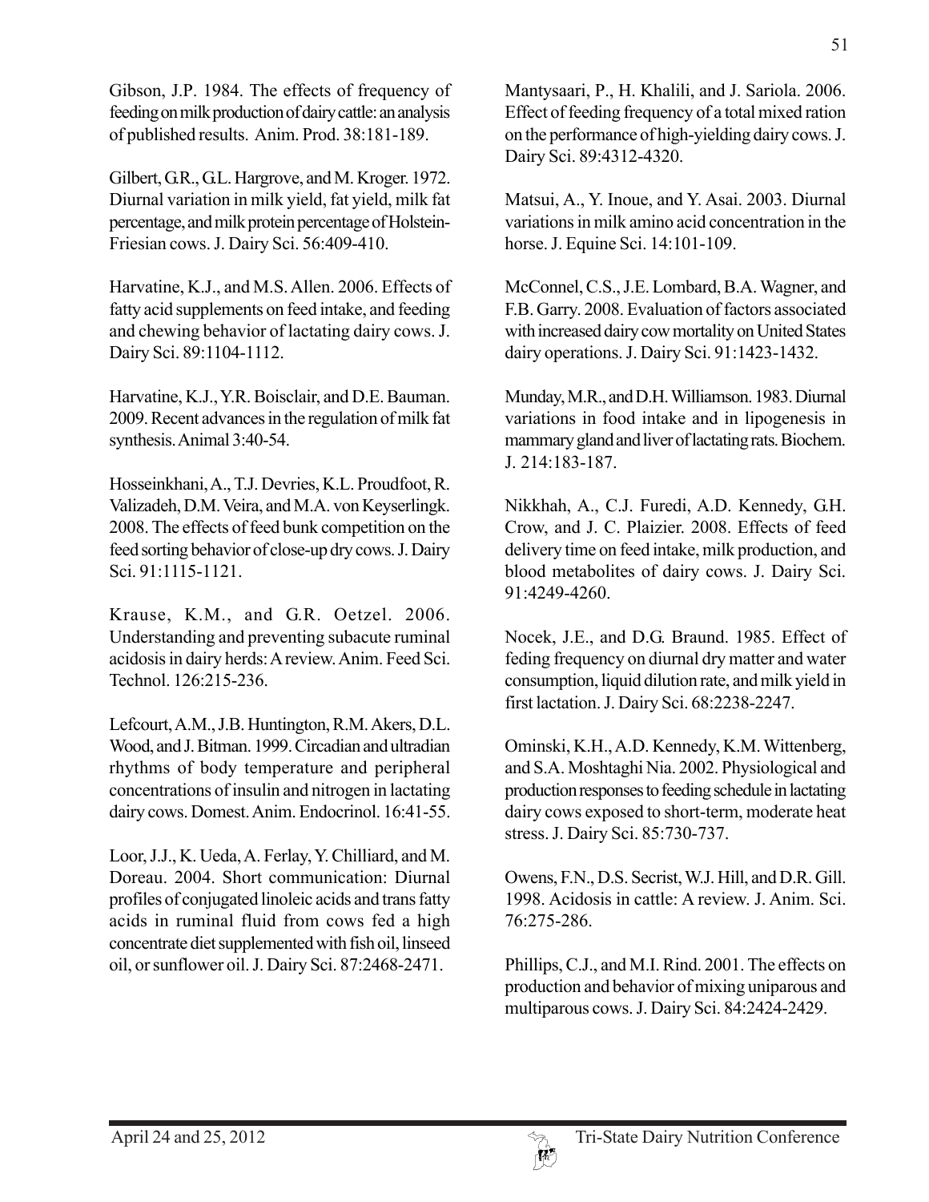Gibson, J.P. 1984. The effects of frequency of feeding on milk production of dairy cattle: an analysis of published results. Anim. Prod. 38:181-189.

Gilbert, G.R., G.L. Hargrove, and M. Kroger. 1972. Diurnal variation in milk yield, fat yield, milk fat percentage, and milk protein percentage of Holstein-Friesian cows. J. Dairy Sci. 56:409-410.

Harvatine, K.J., and M.S. Allen. 2006. Effects of fatty acid supplements on feed intake, and feeding and chewing behavior of lactating dairy cows. J. Dairy Sci. 89:1104-1112.

Harvatine, K.J., Y.R. Boisclair, and D.E. Bauman. 2009. Recent advances in the regulation of milk fat synthesis. Animal 3:40-54.

Hosseinkhani, A., T.J. Devries, K.L. Proudfoot, R. Valizadeh, D.M. Veira, and M.A. von Keyserlingk. 2008. The effects of feed bunk competition on the feed sorting behavior of close-up dry cows. J. Dairy Sci. 91:1115-1121.

Krause, K.M., and G.R. Oetzel. 2006. Understanding and preventing subacute ruminal acidosis in dairy herds: A review. Anim. Feed Sci. Technol. 126:215-236.

Lefcourt, A.M., J.B. Huntington, R.M. Akers, D.L. Wood, and J. Bitman. 1999. Circadian and ultradian rhythms of body temperature and peripheral concentrations of insulin and nitrogen in lactating dairy cows. Domest. Anim. Endocrinol. 16:41-55.

Loor, J.J., K. Ueda, A. Ferlay, Y. Chilliard, and M. Doreau. 2004. Short communication: Diurnal profiles of conjugated linoleic acids and trans fatty acids in ruminal fluid from cows fed a high concentrate diet supplemented with fish oil, linseed oil, or sunflower oil. J. Dairy Sci. 87:2468-2471.

Mantysaari, P., H. Khalili, and J. Sariola. 2006. Effect of feeding frequency of a total mixed ration on the performance of high-yielding dairy cows. J. Dairy Sci. 89:4312-4320.

Matsui, A., Y. Inoue, and Y. Asai. 2003. Diurnal variations in milk amino acid concentration in the horse. J. Equine Sci. 14:101-109.

McConnel, C.S., J.E. Lombard, B.A. Wagner, and F.B. Garry. 2008. Evaluation of factors associated with increased dairy cow mortality on United States dairy operations. J. Dairy Sci. 91:1423-1432.

Munday, M.R., and D.H. Williamson. 1983. Diurnal variations in food intake and in lipogenesis in mammary gland and liver of lactating rats. Biochem. J. 214:183-187.

Nikkhah, A., C.J. Furedi, A.D. Kennedy, G.H. Crow, and J. C. Plaizier. 2008. Effects of feed delivery time on feed intake, milk production, and blood metabolites of dairy cows. J. Dairy Sci. 91:4249-4260.

Nocek, J.E., and D.G. Braund. 1985. Effect of feding frequency on diurnal dry matter and water consumption, liquid dilution rate, and milk yield in first lactation. J. Dairy Sci. 68:2238-2247.

Ominski, K.H., A.D. Kennedy, K.M. Wittenberg, and S.A. Moshtaghi Nia. 2002. Physiological and production responses to feeding schedule in lactating dairy cows exposed to short-term, moderate heat stress. J. Dairy Sci. 85:730-737.

Owens, F.N., D.S. Secrist, W.J. Hill, and D.R. Gill. 1998. Acidosis in cattle: A review. J. Anim. Sci. 76:275-286.

Phillips, C.J., and M.I. Rind. 2001. The effects on production and behavior of mixing uniparous and multiparous cows. J. Dairy Sci. 84:2424-2429.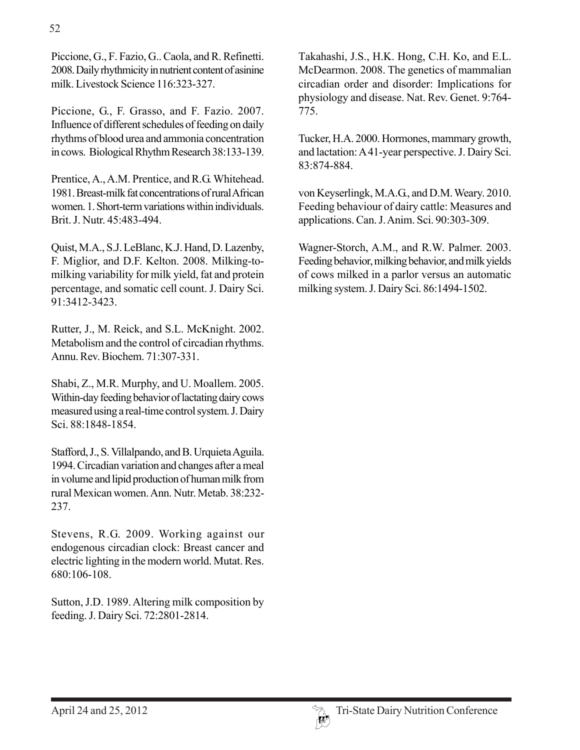Piccione, G., F. Fazio, G.. Caola, and R. Refinetti. 2008. Daily rhythmicity in nutrient content of asinine milk. Livestock Science 116:323-327.

Piccione, G., F. Grasso, and F. Fazio. 2007. Influence of different schedules of feeding on daily rhythms of blood urea and ammonia concentration in cows. Biological Rhythm Research 38:133-139.

Prentice, A., A.M. Prentice, and R.G. Whitehead. 1981. Breast-milk fat concentrations of rural African women. 1. Short-term variations within individuals. Brit. J. Nutr. 45:483-494.

Quist, M.A., S.J. LeBlanc, K.J. Hand, D. Lazenby, F. Miglior, and D.F. Kelton. 2008. Milking-to-milking variability for milk yield, fat and protein percentage, and somatic cell count. J. Dairy Sci. 91:3412-3423.

Rutter, J., M. Reick, and S.L. McKnight. 2002. Metabolism and the control of circadian rhythms. Annu. Rev. Biochem. 71:307-331.

Shabi, Z., M.R. Murphy, and U. Moallem. 2005. Within-day feeding behavior of lactating dairy cows measured using a real-time control system. J. Dairy Sci. 88:1848-1854.

Stafford, J., S. Villalpando, and B. Urquieta Aguila. 1994. Circadian variation and changes after a meal in volume and lipid production of human milk from rural Mexican women. Ann. Nutr. Metab. 38:232-237.

Stevens, R.G. 2009. Working against our endogenous circadian clock: Breast cancer and electric lighting in the modern world. Mutat. Res. 680:106-108.

Sutton, J.D. 1989. Altering milk composition by feeding. J. Dairy Sci. 72:2801-2814.

Takahashi, J.S., H.K. Hong, C.H. Ko, and E.L. McDearmon. 2008. The genetics of mammalian circadian order and disorder: Implications for physiology and disease. Nat. Rev. Genet. 9:764-775.

Tucker, H.A. 2000. Hormones, mammary growth, and lactation: A 41-year perspective. J. Dairy Sci. 83:874-884.

von Keyserlingk, M.A.G., and D.M. Weary. 2010. Feeding behaviour of dairy cattle: Measures and applications. Can. J. Anim. Sci. 90:303-309.

Wagner-Storch, A.M., and R.W. Palmer. 2003. Feeding behavior, milking behavior, and milk yields of cows milked in a parlor versus an automatic milking system. J. Dairy Sci. 86:1494-1502.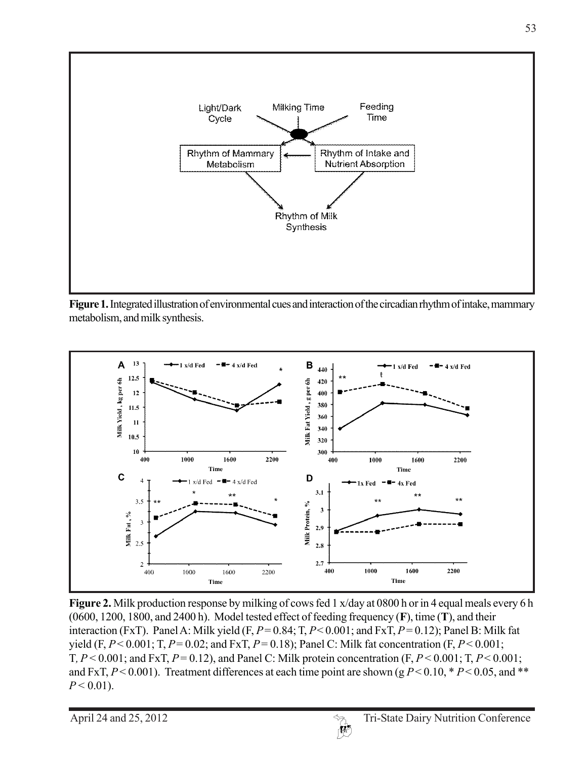**Figure 1.** Integrated illustration of environmental cues and interaction of the circadian rhythm of intake, mammary metabolism, and milk synthesis.

**Figure 2.** Milk production response by milking of cows fed 1 x/day at 0800 h or in 4 equal meals every 6 h (0600, 1200, 1800, and 2400 h). Model tested effect of feeding frequency (**F**), time (**T**), and their interaction (FxT). Panel A: Milk yield (F, $P = 0.84$; T, $P < 0.001$; and FxT, $P = 0.12$); Panel B: Milk fat yield (F, $P < 0.001$; T, $P = 0.02$; and FxT, $P = 0.18$); Panel C: Milk fat concentration (F, $P < 0.001$; T, $P < 0.001$; and FxT, $P = 0.12$), and Panel C: Milk protein concentration (F, $P < 0.001$; T, $P < 0.001$; and FxT, $P < 0.001$). Treatment differences at each time point are shown (g $P < 0.10$, * $P < 0.05$, and ** $P < 0.01$).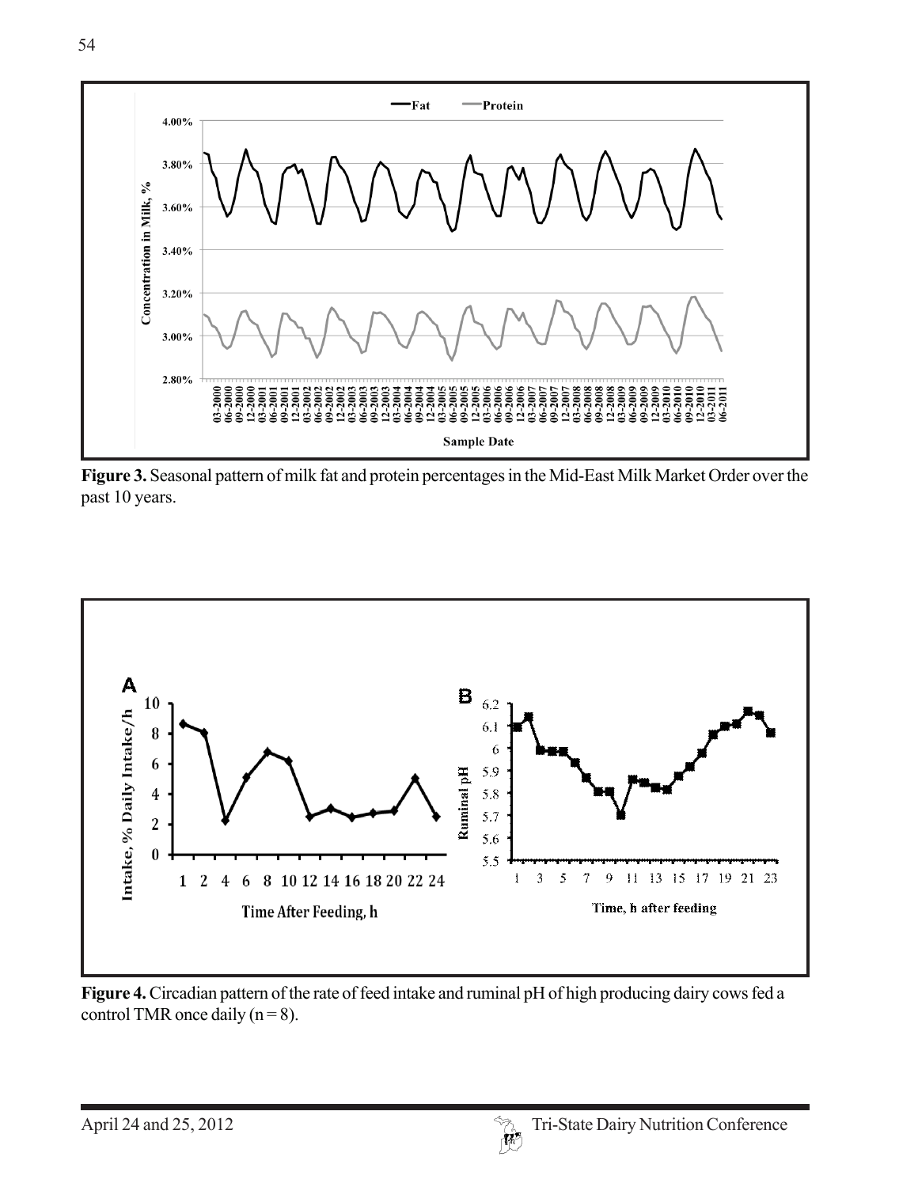**Figure 3.** Seasonal pattern of milk fat and protein percentages in the Mid-East Milk Market Order over the past 10 years.

**Figure 4.** Circadian pattern of the rate of feed intake and ruminal pH of high producing dairy cows fed a control TMR once daily (n = 8).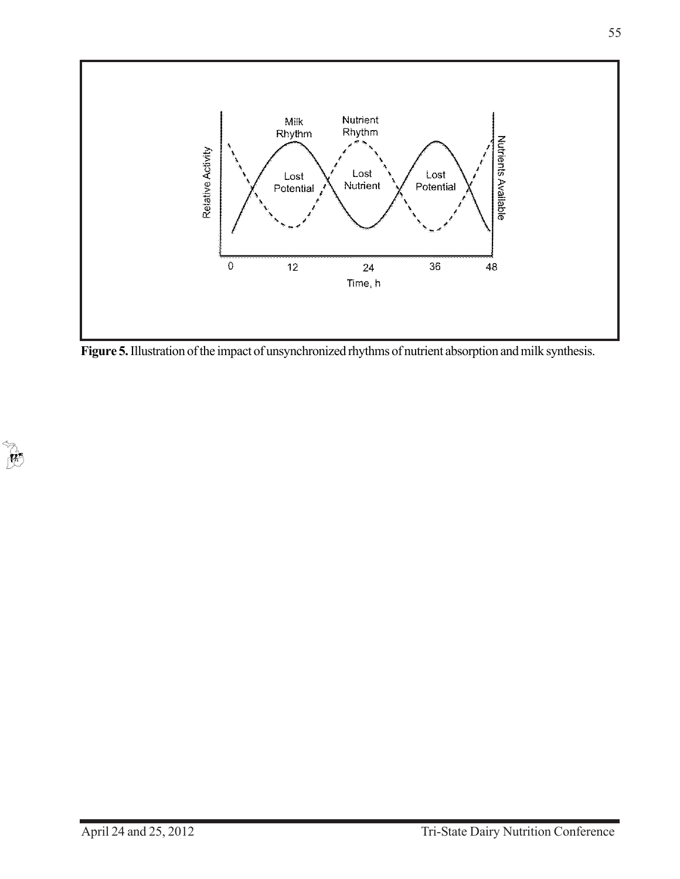Milk Rhythm

Nutrient Rhythm

Relative Activity

Nutrients Available

Lost Potential

Lost Nutrient

Lost Potential

0

12

24

36

48

Time, h

**Figure 5.** Illustration of the impact of unsynchronized rhythms of nutrient absorption and milk synthesis.